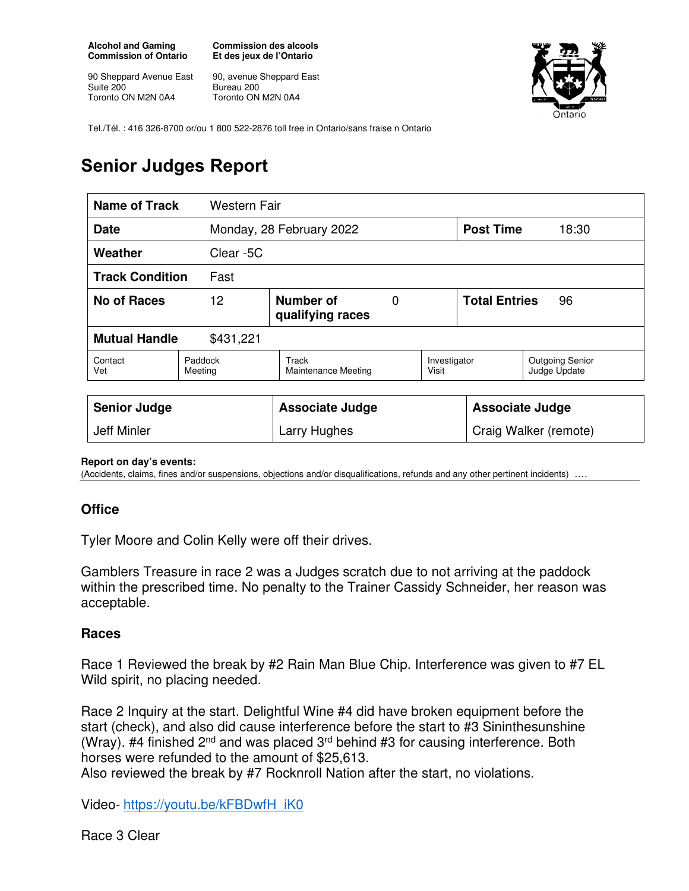**Alcohol and Gaming Commission of Ontario**

90 Sheppard Avenue East
Suite 200
Toronto ON M2N 0A4

**Commission des alcools Et des jeux de l'Ontario**

90, avenue Sheppard East
Bureau 200
Toronto ON M2N 0A4

Tel./Tél. : 416 326-8700 or/ou 1 800 522-2876 toll free in Ontario/sans fraise n Ontario

# Senior Judges Report

| **Name of Track** | Western Fair | | | |
|---|---|---|---|---|
| **Date** | Monday, 28 February 2022 | | **Post Time** | 18:30 |
| **Weather** | Clear -5C | | | |
| **Track Condition** | Fast | | | |
| **No of Races** | 12 | **Number of qualifying races** 0 | **Total Entries** | 96 |
| **Mutual Handle** | $431,221 | | | |

| Contact Vet | Paddock Meeting | Track Maintenance Meeting | Investigator Visit | Outgoing Senior Judge Update |
|---|---|---|---|---|

| **Senior Judge** | **Associate Judge** | **Associate Judge** |
|---|---|---|
| Jeff Minler | Larry Hughes | Craig Walker (remote) |

**Report on day's events:**
(Accidents, claims, fines and/or suspensions, objections and/or disqualifications, refunds and any other pertinent incidents) ….

## Office

Tyler Moore and Colin Kelly were off their drives.

Gamblers Treasure in race 2 was a Judges scratch due to not arriving at the paddock within the prescribed time. No penalty to the Trainer Cassidy Schneider, her reason was acceptable.

## Races

Race 1 Reviewed the break by #2 Rain Man Blue Chip. Interference was given to #7 EL Wild spirit, no placing needed.

Race 2 Inquiry at the start. Delightful Wine #4 did have broken equipment before the start (check), and also did cause interference before the start to #3 Sininthesunshine (Wray). #4 finished 2nd and was placed 3rd behind #3 for causing interference. Both horses were refunded to the amount of $25,613.
Also reviewed the break by #7 Rocknroll Nation after the start, no violations.

Video- https://youtu.be/kFBDwfH_iK0

Race 3 Clear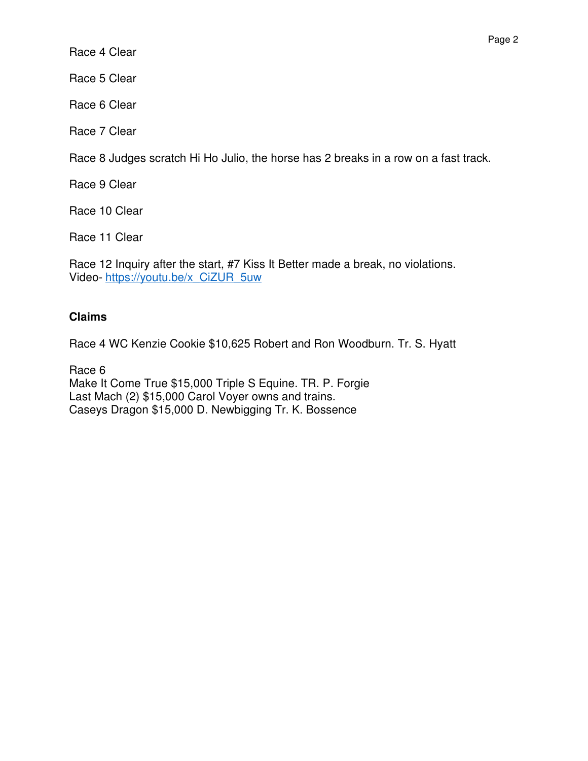Race 4 Clear

Race 5 Clear

Race 6 Clear

Race 7 Clear

Race 8 Judges scratch Hi Ho Julio, the horse has 2 breaks in a row on a fast track.

Race 9 Clear

Race 10 Clear

Race 11 Clear

Race 12 Inquiry after the start, #7 Kiss It Better made a break, no violations.
Video- https://youtu.be/x_CiZUR_5uw

**Claims**

Race 4 WC Kenzie Cookie $10,625 Robert and Ron Woodburn. Tr. S. Hyatt

Race 6
Make It Come True $15,000 Triple S Equine. TR. P. Forgie
Last Mach (2) $15,000 Carol Voyer owns and trains.
Caseys Dragon $15,000 D. Newbigging Tr. K. Bossence